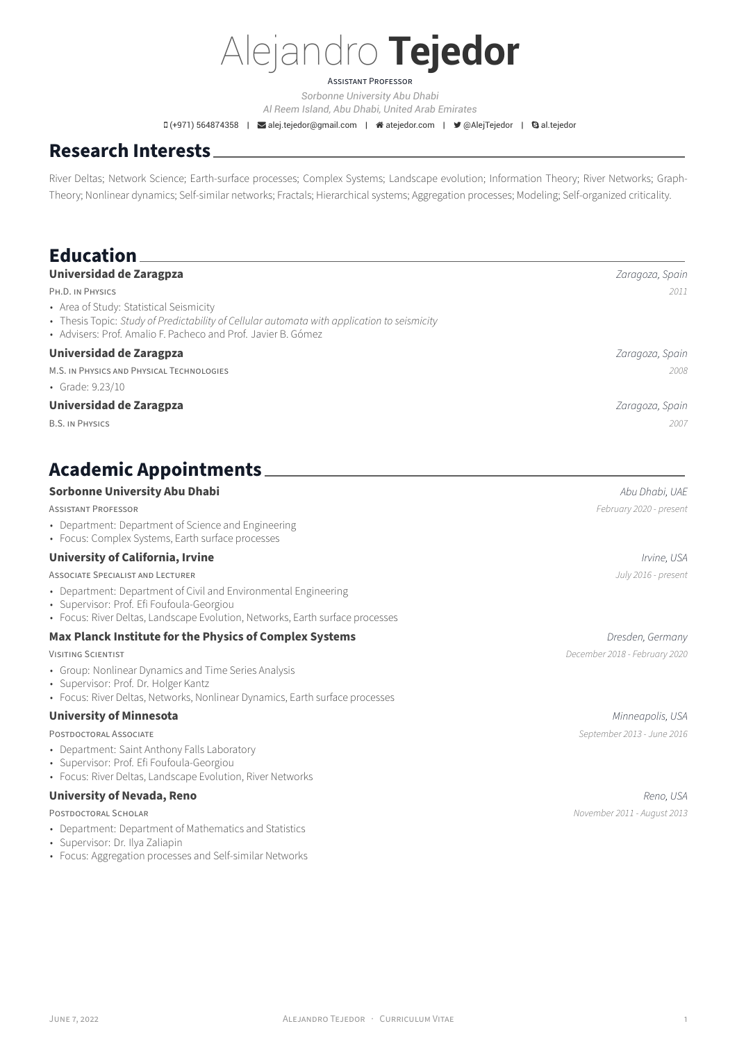# Alejandro **Tejedor**

Assistant Professor

*Sorbonne University Abu Dhabi*

*Al Reem Island, Abu Dhabi, United Arab Emirates*

(+971) 564874358 | alej.tejedor@gmail.com | atejedor.com | @AlejTejedor | al.tejedor

## Research Interests

River Deltas; Network Science; Earth-surface processes; Complex Systems; Landscape evolution; Information Theory; River Networks; Graph-Theory; Nonlinear dynamics; Self-similar networks; Fractals; Hierarchical systems; Aggregation processes; Modeling; Self-organized criticality.

## Education

### Universidad de Zaragpza — *Zaragoza, Spain*

Ph.D. in Physics — *2011*

- Area of Study: Statistical Seismicity
- Thesis Topic: *Study of Predictability of Cellular automata with application to seismicity*
- Advisers: Prof. Amalio F. Pacheco and Prof. Javier B. Gómez

### Universidad de Zaragpza — *Zaragoza, Spain*

M.S. in Physics and Physical Technologies — *2008*

- Grade: 9.23/10

### Universidad de Zaragpza — *Zaragoza, Spain*

B.S. in Physics — *2007*

## Academic Appointments

### Sorbonne University Abu Dhabi — *Abu Dhabi, UAE*

Assistant Professor — *February 2020 - present*

- Department: Department of Science and Engineering
- Focus: Complex Systems, Earth surface processes

### University of California, Irvine — *Irvine, USA*

Associate Specialist and Lecturer — *July 2016 - present*

- Department: Department of Civil and Environmental Engineering
- Supervisor: Prof. Efi Foufoula-Georgiou
- Focus: River Deltas, Landscape Evolution, Networks, Earth surface processes

### Max Planck Institute for the Physics of Complex Systems — *Dresden, Germany*

Visiting Scientist — *December 2018 - February 2020*

- Group: Nonlinear Dynamics and Time Series Analysis
- Supervisor: Prof. Dr. Holger Kantz
- Focus: River Deltas, Networks, Nonlinear Dynamics, Earth surface processes

### University of Minnesota — *Minneapolis, USA*

Postdoctoral Associate — *September 2013 - June 2016*

- Department: Saint Anthony Falls Laboratory
- Supervisor: Prof. Efi Foufoula-Georgiou
- Focus: River Deltas, Landscape Evolution, River Networks

### University of Nevada, Reno — *Reno, USA*

Postdoctoral Scholar — *November 2011 - August 2013*

- Department: Department of Mathematics and Statistics
- Supervisor: Dr. Ilya Zaliapin
- Focus: Aggregation processes and Self-similar Networks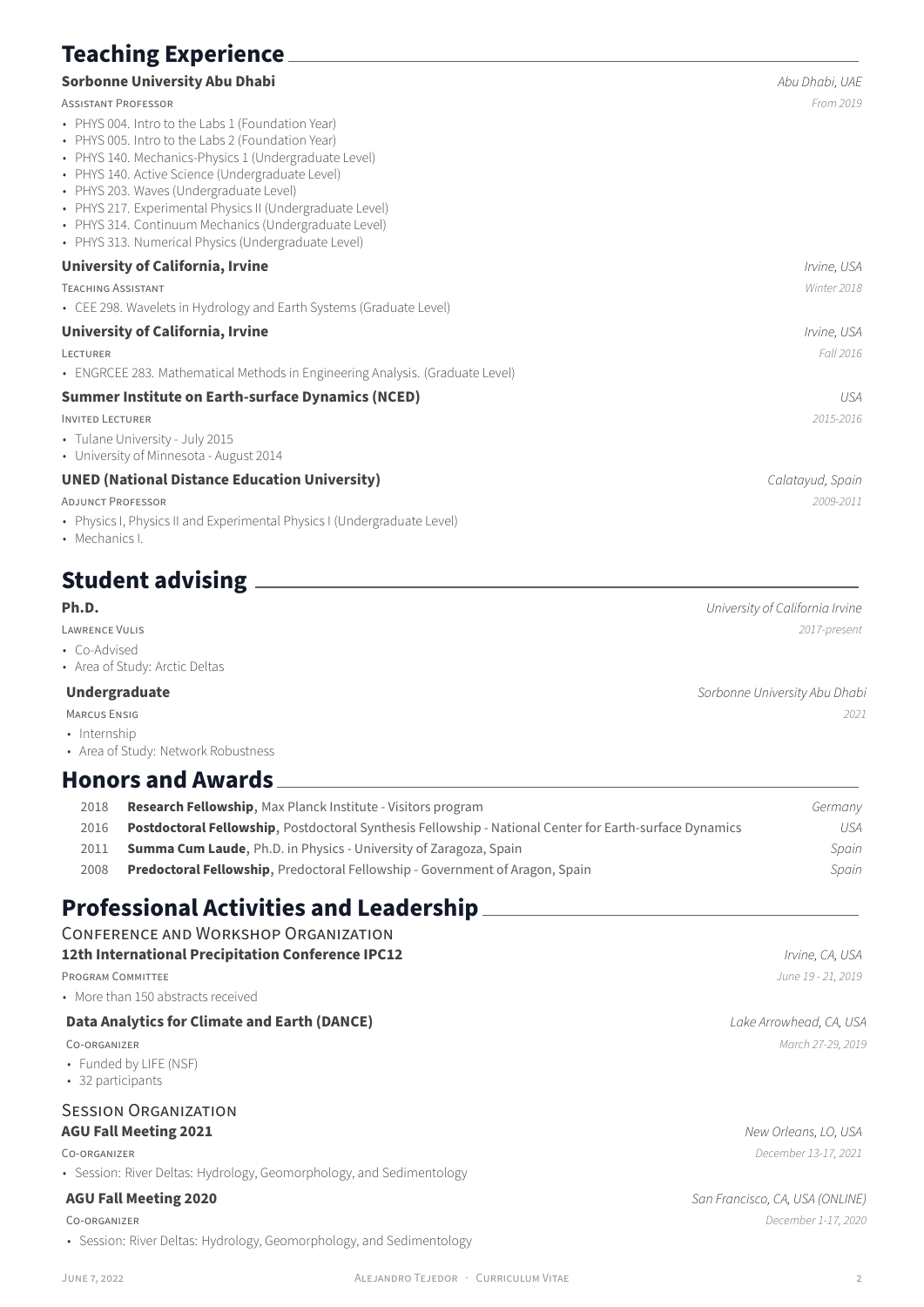## Teaching Experience

**Sorbonne University Abu Dhabi** — *Abu Dhabi, UAE*

Assistant Professor — *From 2019*

- PHYS 004. Intro to the Labs 1 (Foundation Year)
- PHYS 005. Intro to the Labs 2 (Foundation Year)
- PHYS 140. Mechanics-Physics 1 (Undergraduate Level)
- PHYS 140. Active Science (Undergraduate Level)
- PHYS 203. Waves (Undergraduate Level)
- PHYS 217. Experimental Physics II (Undergraduate Level)
- PHYS 314. Continuum Mechanics (Undergraduate Level)
- PHYS 313. Numerical Physics (Undergraduate Level)

**University of California, Irvine** — *Irvine, USA*

Teaching Assistant — *Winter 2018*

- CEE 298. Wavelets in Hydrology and Earth Systems (Graduate Level)

**University of California, Irvine** — *Irvine, USA*

Lecturer — *Fall 2016*

- ENGRCEE 283. Mathematical Methods in Engineering Analysis. (Graduate Level)

**Summer Institute on Earth-surface Dynamics (NCED)** — *USA*

Invited Lecturer — *2015-2016*

- Tulane University - July 2015
- University of Minnesota - August 2014

**UNED (National Distance Education University)** — *Calatayud, Spain*

Adjunct Professor — *2009-2011*

- Physics I, Physics II and Experimental Physics I (Undergraduate Level)
- Mechanics I.

## Student advising

**Ph.D.** — *University of California Irvine*

Lawrence Vulis — *2017-present*

- Co-Advised
- Area of Study: Arctic Deltas

**Undergraduate** — *Sorbonne University Abu Dhabi*

Marcus Ensig — *2021*

- Internship
- Area of Study: Network Robustness

## Honors and Awards

| | | |
|---|---|---|
| 2018 | **Research Fellowship**, Max Planck Institute - Visitors program | *Germany* |
| 2016 | **Postdoctoral Fellowship**, Postdoctoral Synthesis Fellowship - National Center for Earth-surface Dynamics | *USA* |
| 2011 | **Summa Cum Laude**, Ph.D. in Physics - University of Zaragoza, Spain | *Spain* |
| 2008 | **Predoctoral Fellowship**, Predoctoral Fellowship - Government of Aragon, Spain | *Spain* |

## Professional Activities and Leadership

### Conference and Workshop Organization

**12th International Precipitation Conference IPC12** — *Irvine, CA, USA*

Program Committee — *June 19 - 21, 2019*

- More than 150 abstracts received

**Data Analytics for Climate and Earth (DANCE)** — *Lake Arrowhead, CA, USA*

Co-organizer — *March 27-29, 2019*

- Funded by LIFE (NSF)
- 32 participants

### Session Organization

**AGU Fall Meeting 2021** — *New Orleans, LO, USA*

Co-organizer — *December 13-17, 2021*

- Session: River Deltas: Hydrology, Geomorphology, and Sedimentology

**AGU Fall Meeting 2020** — *San Francisco, CA, USA (ONLINE)*

Co-organizer — *December 1-17, 2020*

- Session: River Deltas: Hydrology, Geomorphology, and Sedimentology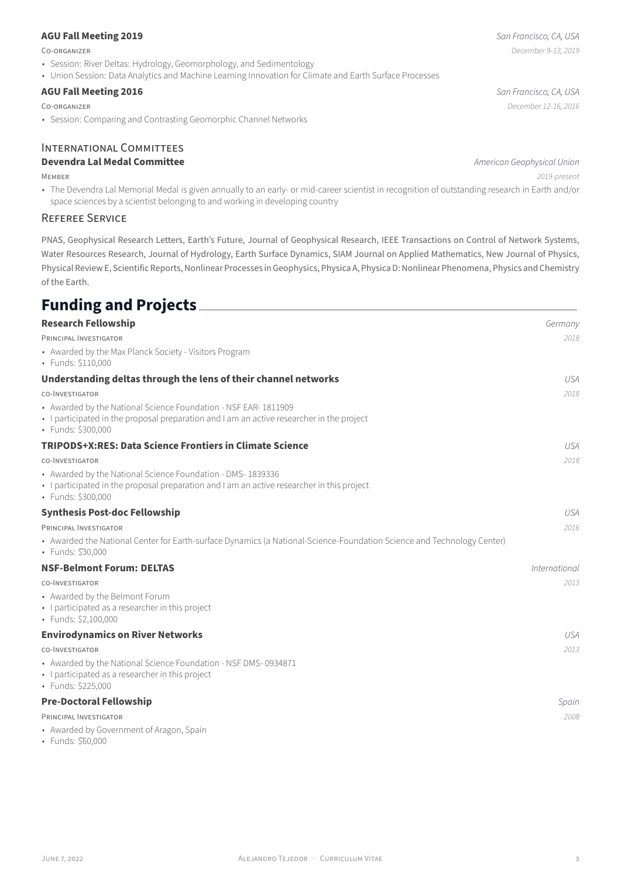**AGU Fall Meeting 2019** — *San Francisco, CA, USA*

CO-ORGANIZER — *December 9-13, 2019*

- Session: River Deltas: Hydrology, Geomorphology, and Sedimentology
- Union Session: Data Analytics and Machine Learning Innovation for Climate and Earth Surface Processes

**AGU Fall Meeting 2016** — *San Francisco, CA, USA*

CO-ORGANIZER — *December 12-16, 2016*

- Session: Comparing and Contrasting Geomorphic Channel Networks

### International Committees

**Devendra Lal Medal Committee** — *American Geophysical Union*

MEMBER — *2019-present*

- The Devendra Lal Memorial Medal is given annually to an early- or mid-career scientist in recognition of outstanding research in Earth and/or space sciences by a scientist belonging to and working in developing country

### Referee Service

PNAS, Geophysical Research Letters, Earth's Future, Journal of Geophysical Research, IEEE Transactions on Control of Network Systems, Water Resources Research, Journal of Hydrology, Earth Surface Dynamics, SIAM Journal on Applied Mathematics, New Journal of Physics, Physical Review E, Scientific Reports, Nonlinear Processes in Geophysics, Physica A, Physica D: Nonlinear Phenomena, Physics and Chemistry of the Earth.

## Funding and Projects

**Research Fellowship** — *Germany*

PRINCIPAL INVESTIGATOR — *2018*

- Awarded by the Max Planck Society - Visitors Program
- Funds: $110,000

**Understanding deltas through the lens of their channel networks** — *USA*

CO-INVESTIGATOR — *2018*

- Awarded by the National Science Foundation - NSF EAR- 1811909
- I participated in the proposal preparation and I am an active researcher in the project
- Funds: $300,000

**TRIPODS+X:RES: Data Science Frontiers in Climate Science** — *USA*

CO-INVESTIGATOR — *2018*

- Awarded by the National Science Foundation - DMS- 1839336
- I participated in the proposal preparation and I am an active researcher in this project
- Funds: $300,000

**Synthesis Post-doc Fellowship** — *USA*

PRINCIPAL INVESTIGATOR — *2016*

- Awarded the National Center for Earth-surface Dynamics (a National-Science-Foundation Science and Technology Center)
- Funds: $30,000

**NSF-Belmont Forum: DELTAS** — *International*

CO-INVESTIGATOR — *2013*

- Awarded by the Belmont Forum
- I participated as a researcher in this project
- Funds: $2,100,000

**Envirodynamics on River Networks** — *USA*

CO-INVESTIGATOR — *2013*

- Awarded by the National Science Foundation - NSF DMS- 0934871
- I participated as a researcher in this project
- Funds: $225,000

**Pre-Doctoral Fellowship** — *Spain*

PRINCIPAL INVESTIGATOR — *2008*

- Awarded by Government of Aragon, Spain
- Funds: $60,000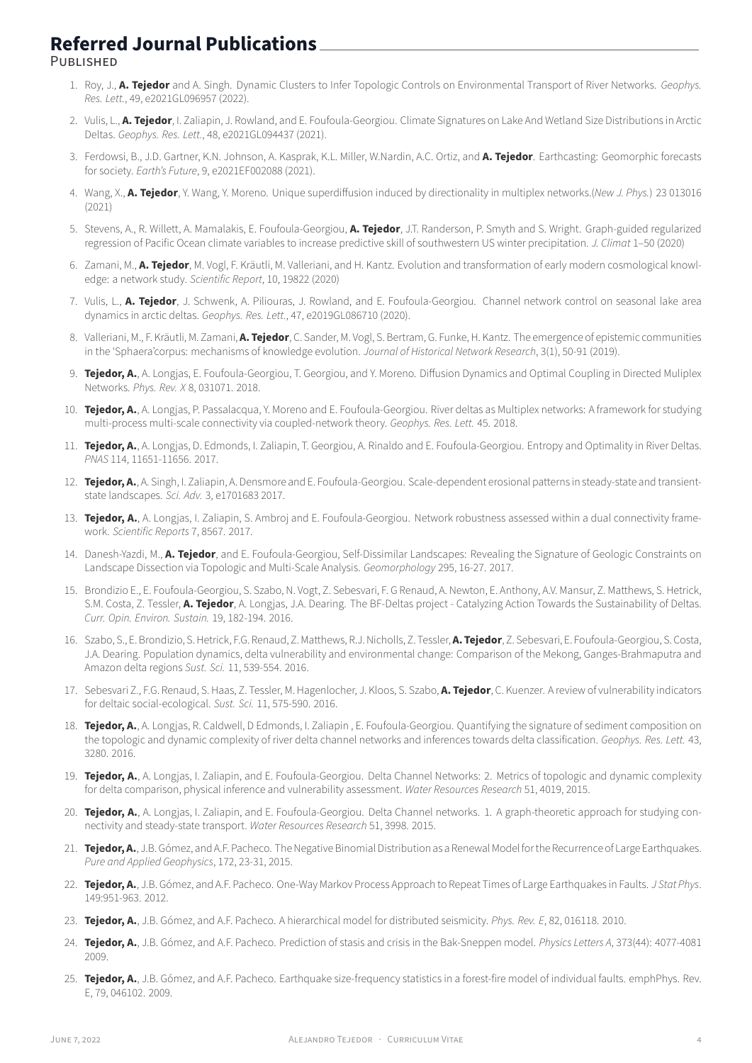# Referred Journal Publications

## Published

1. Roy, J., **A. Tejedor** and A. Singh. Dynamic Clusters to Infer Topologic Controls on Environmental Transport of River Networks. *Geophys. Res. Lett.*, 49, e2021GL096957 (2022).
2. Vulis, L., **A. Tejedor**, I. Zaliapin, J. Rowland, and E. Foufoula-Georgiou. Climate Signatures on Lake And Wetland Size Distributions in Arctic Deltas. *Geophys. Res. Lett.*, 48, e2021GL094437 (2021).
3. Ferdowsi, B., J.D. Gartner, K.N. Johnson, A. Kasprak, K.L. Miller, W.Nardin, A.C. Ortiz, and **A. Tejedor**. Earthcasting: Geomorphic forecasts for society. *Earth's Future*, 9, e2021EF002088 (2021).
4. Wang, X., **A. Tejedor**, Y. Wang, Y. Moreno. Unique superdiffusion induced by directionality in multiplex networks.(*New J. Phys.*) 23 013016 (2021)
5. Stevens, A., R. Willett, A. Mamalakis, E. Foufoula-Georgiou, **A. Tejedor**, J.T. Randerson, P. Smyth and S. Wright. Graph-guided regularized regression of Pacific Ocean climate variables to increase predictive skill of southwestern US winter precipitation. *J. Climat* 1–50 (2020)
6. Zamani, M., **A. Tejedor**, M. Vogl, F. Kräutli, M. Valleriani, and H. Kantz. Evolution and transformation of early modern cosmological knowledge: a network study. *Scientific Report*, 10, 19822 (2020)
7. Vulis, L., **A. Tejedor**, J. Schwenk, A. Piliouras, J. Rowland, and E. Foufoula-Georgiou. Channel network control on seasonal lake area dynamics in arctic deltas. *Geophys. Res. Lett.*, 47, e2019GL086710 (2020).
8. Valleriani, M., F. Kräutli, M. Zamani, **A. Tejedor**, C. Sander, M. Vogl, S. Bertram, G. Funke, H. Kantz. The emergence of epistemic communities in the 'Sphaera'corpus: mechanisms of knowledge evolution. *Journal of Historical Network Research*, 3(1), 50-91 (2019).
9. **Tejedor, A.**, A. Longjas, E. Foufoula-Georgiou, T. Georgiou, and Y. Moreno. Diffusion Dynamics and Optimal Coupling in Directed Muliplex Networks. *Phys. Rev. X* 8, 031071. 2018.
10. **Tejedor, A.**, A. Longjas, P. Passalacqua, Y. Moreno and E. Foufoula-Georgiou. River deltas as Multiplex networks: A framework for studying multi-process multi-scale connectivity via coupled-network theory. *Geophys. Res. Lett.* 45. 2018.
11. **Tejedor, A.**, A. Longjas, D. Edmonds, I. Zaliapin, T. Georgiou, A. Rinaldo and E. Foufoula-Georgiou. Entropy and Optimality in River Deltas. *PNAS* 114, 11651-11656. 2017.
12. **Tejedor, A.**, A. Singh, I. Zaliapin, A. Densmore and E. Foufoula-Georgiou. Scale-dependent erosional patterns in steady-state and transient-state landscapes. *Sci. Adv.* 3, e1701683 2017.
13. **Tejedor, A.**, A. Longjas, I. Zaliapin, S. Ambroj and E. Foufoula-Georgiou. Network robustness assessed within a dual connectivity framework. *Scientific Reports* 7, 8567. 2017.
14. Danesh-Yazdi, M., **A. Tejedor**, and E. Foufoula-Georgiou, Self-Dissimilar Landscapes: Revealing the Signature of Geologic Constraints on Landscape Dissection via Topologic and Multi-Scale Analysis. *Geomorphology* 295, 16-27. 2017.
15. Brondizio E., E. Foufoula-Georgiou, S. Szabo, N. Vogt, Z. Sebesvari, F. G Renaud, A. Newton, E. Anthony, A.V. Mansur, Z. Matthews, S. Hetrick, S.M. Costa, Z. Tessler, **A. Tejedor**, A. Longjas, J.A. Dearing. The BF-Deltas project - Catalyzing Action Towards the Sustainability of Deltas. *Curr. Opin. Environ. Sustain.* 19, 182-194. 2016.
16. Szabo, S., E. Brondizio, S. Hetrick, F.G. Renaud, Z. Matthews, R.J. Nicholls, Z. Tessler, **A. Tejedor**, Z. Sebesvari, E. Foufoula-Georgiou, S. Costa, J.A. Dearing. Population dynamics, delta vulnerability and environmental change: Comparison of the Mekong, Ganges-Brahmaputra and Amazon delta regions *Sust. Sci.* 11, 539-554. 2016.
17. Sebesvari Z., F.G. Renaud, S. Haas, Z. Tessler, M. Hagenlocher, J. Kloos, S. Szabo, **A. Tejedor**, C. Kuenzer. A review of vulnerability indicators for deltaic social-ecological. *Sust. Sci.* 11, 575-590. 2016.
18. **Tejedor, A.**, A. Longjas, R. Caldwell, D Edmonds, I. Zaliapin , E. Foufoula-Georgiou. Quantifying the signature of sediment composition on the topologic and dynamic complexity of river delta channel networks and inferences towards delta classification. *Geophys. Res. Lett.* 43, 3280. 2016.
19. **Tejedor, A.**, A. Longjas, I. Zaliapin, and E. Foufoula-Georgiou. Delta Channel Networks: 2. Metrics of topologic and dynamic complexity for delta comparison, physical inference and vulnerability assessment. *Water Resources Research* 51, 4019, 2015.
20. **Tejedor, A.**, A. Longjas, I. Zaliapin, and E. Foufoula-Georgiou. Delta Channel networks. 1. A graph-theoretic approach for studying connectivity and steady-state transport. *Water Resources Research* 51, 3998. 2015.
21. **Tejedor, A.**, J.B. Gómez, and A.F. Pacheco. The Negative Binomial Distribution as a Renewal Model for the Recurrence of Large Earthquakes. *Pure and Applied Geophysics*, 172, 23-31, 2015.
22. **Tejedor, A.**, J.B. Gómez, and A.F. Pacheco. One-Way Markov Process Approach to Repeat Times of Large Earthquakes in Faults. *J Stat Phys*. 149:951-963. 2012.
23. **Tejedor, A.**, J.B. Gómez, and A.F. Pacheco. A hierarchical model for distributed seismicity. *Phys. Rev. E*, 82, 016118. 2010.
24. **Tejedor, A.**, J.B. Gómez, and A.F. Pacheco. Prediction of stasis and crisis in the Bak-Sneppen model. *Physics Letters A*, 373(44): 4077-4081 2009.
25. **Tejedor, A.**, J.B. Gómez, and A.F. Pacheco. Earthquake size-frequency statistics in a forest-fire model of individual faults. emphPhys. Rev. E, 79, 046102. 2009.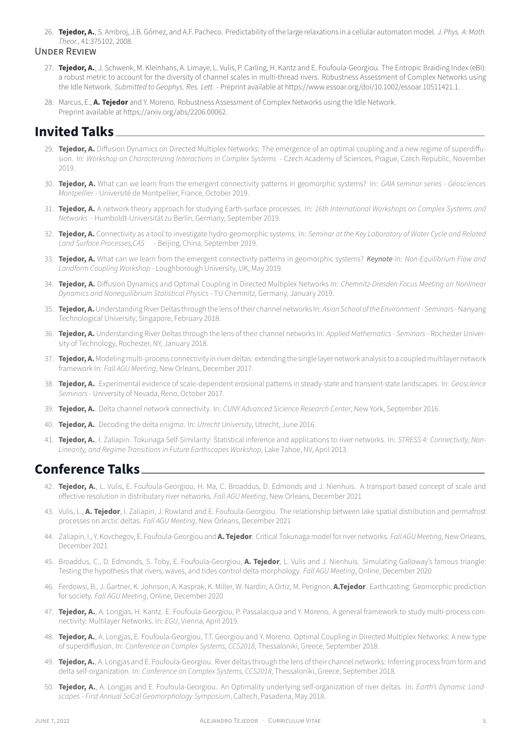26. **Tejedor, A.**, S. Ambroj, J.B. Gómez, and A.F. Pacheco. Predictability of the large relaxations in a cellular automaton model. *J. Phys. A: Math. Theor.*, 41:375102, 2008.

### Under Review

27. **Tejedor, A.**, J. Schwenk, M. Kleinhans, A. Limaye, L. Vulis, P. Carling, H. Kantz and E. Foufoula-Georgiou. The Entropic Braiding Index (eBI): a robust metric to account for the diversity of channel scales in multi-thread rivers. Robustness Assessment of Complex Networks using the Idle Network. *Submitted to Geophys. Res. Lett.* - Preprint available at https://www.essoar.org/doi/10.1002/essoar.10511421.1.

28. Marcus, E., **A. Tejedor** and Y. Moreno. Robustness Assessment of Complex Networks using the Idle Network. Preprint available at https://arxiv.org/abs/2206.00062.

## Invited Talks

29. **Tejedor, A.** Diffusion Dynamics on Directed Multiplex Networks: The emergence of an optimal coupling and a new regime of superdiffusion. In: *Workshop on Characterizing Interactions in Complex Systems* - Czech Academy of Sciences, Prague, Czech Republic, November 2019.

30. **Tejedor, A.** What can we learn from the emergent connectivity patterns in geomorphic systems? In: *GAIA seminar series - Géosciences Montpellier* - Université de Montpellier, France, October 2019.

31. **Tejedor, A.** A network-theory approach for studying Earth-surface processes. In: *16th International Workshops on Complex Systems and Networks* - Humboldt-Universität zu Berlin, Germany, September 2019.

32. **Tejedor, A.** Connectivity as a tool to investigate hydro-geomorphic systems. In: *Seminar at the Key Laboratory of Water Cycle and Related Land Surface Processes,CAS* - Beijing, China, September 2019.

33. **Tejedor, A.** What can we learn from the emergent connectivity patterns in geomorphic systems? ***Keynote*** in: *Non-Equilibrium Flow and Landform Coupling Workshop* - Loughborough University, UK, May 2019.

34. **Tejedor, A.** Diffusion Dynamics and Optimal Coupling in Directed Multiplex Networks In: *Chemnitz-Dresden Focus Meeting on Nonlinear Dynamics and Nonequilibrium Statistical Physics* - TU Chemnitz, Germany, January 2019.

35. **Tejedor, A.** Understanding River Deltas through the lens of their channel networks In: *Asian School of the Environment - Seminars* - Nanyang Technological University, Singapore, February 2018.

36. **Tejedor, A.** Understanding River Deltas through the lens of their channel networks In: *Applied Mathematics - Seminars* - Rochester University of Technology, Rochester, NY, January 2018.

37. **Tejedor, A.** Modeling multi-process connectivity in river deltas: extending the single layer network analysis to a coupled multilayer network framework In: *Fall AGU Meeting*, New Orleans, December 2017.

38. **Tejedor, A.**. Experimental evidence of scale-dependent erosional patterns in steady-state and transient-state landscapes. In: *Geoscience Seminars* - University of Nevada, Reno, October 2017.

39. **Tejedor, A.**. Delta channel network connectivity. In: *CUNY Advanced Sicience Research Center*, New York, September 2016.

40. **Tejedor, A.**. Decoding the delta *enigma*. In: *Utrecht University*, Utrecht, June 2016.

41. **Tejedor, A.**, I. Zaliapin. Tokunaga Self-Similarity: Statistical inference and applications to river networks. In: *STRESS 4: Connectivity, Non-Linearity, and Regime Transitions in Future Earthscapes Workshop*, Lake Tahoe, NV, April 2013.

## Conference Talks

42. **Tejedor, A.**, L. Vulis, E. Foufoula-Georgiou, H. Ma, C. Broaddus, D. Edmonds and J. Nienhuis. A transport-based concept of scale and effective resolution in distributary river networks. *Fall AGU Meeting*, New Orleans, December 2021

43. Vulis, L., **A. Tejedor**, I. Zaliapin, J. Rowland and E. Foufoula-Georgiou. The relationship between lake spatial distribution and permafrost processes on arctic deltas. *Fall AGU Meeting*, New Orleans, December 2021

44. Zaliapin, I., Y. Kovchegov, E. Foufoula-Georgiou and **A. Tejedor**. Critical Tokunaga model for river networks. *Fall AGU Meeting*, New Orleans, December 2021

45. Broaddus, C., D. Edmonds, S. Toby, E. Foufoula-Georgiou, **A. Tejedor**, L. Vulis and J. Nienhuis. Simulating Galloway's famous triangle: Testing the hypothesis that rivers, waves, and tides control delta morphology. *Fall AGU Meeting*, Online, December 2020

46. Ferdowsi, B., J. Gartner, K. Johnson, A. Kasprak, K. Miller, W. Nardin, A.Ortiz, M. Perignon, **A.Tejedor**. Earthcasting: Geomorphic prediction for society. *Fall AGU Meeting*, Online, December 2020

47. **Tejedor, A.**, A. Longjas, H. Kantz. E. Foufoula-Georgiou, P. Passalacqua and Y. Moreno. A general framework to study multi-process connectivity: Multilayer Networks. In: *EGU*, Vienna, April 2019.

48. **Tejedor, A.**, A. Longjas, E. Foufoula-Georgiou, T.T. Georgiou and Y. Moreno. Optimal Coupling in Directed Multiplex Networks: A new type of superdiffusion. In: *Conference on Complex Systems, CCS2018*, Thessaloniki, Greece, September 2018.

49. **Tejedor, A.**, A. Longjas and E. Foufoula-Georgiou. River deltas through the lens of their channel networks: Inferring process from form and delta self-organization. In: *Conference on Complex Systems, CCS2018*, Thessaloniki, Greece, September 2018.

50. **Tejedor, A.**, A. Longjas and E. Foufoula-Georgiou. An Optimality underlying self-organization of river deltas. In: *Earth's Dynamic Landscapes - First Annual SoCal Geomorphology Symposium*, Caltech, Pasadena, May 2018.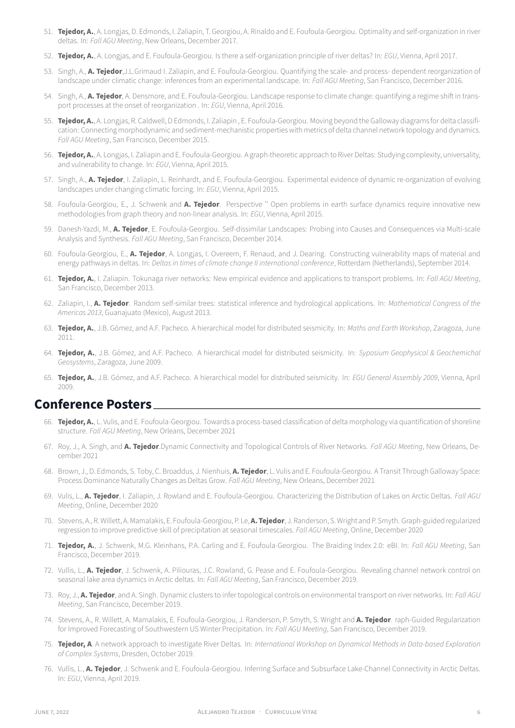51. **Tejedor, A.**, A. Longjas, D. Edmonds, I. Zaliapin, T. Georgiou, A. Rinaldo and E. Foufoula-Georgiou. Optimality and self-organization in river deltas. In: *Fall AGU Meeting*, New Orleans, December 2017.

52. **Tejedor, A.**, A. Longjas, and E. Foufoula-Georgiou. Is there a self-organization principle of river deltas? In: *EGU*, Vienna, April 2017.

53. Singh, A., **A. Tejedor**,J.L.Grimaud I. Zaliapin, and E. Foufoula-Georgiou. Quantifying the scale- and process- dependent reorganization of landscape under climatic change: inferences from an experimental landscape. In: *Fall AGU Meeting*, San Francisco, December 2016.

54. Singh, A., **A. Tejedor**, A. Densmore, and E. Foufoula-Georgiou. Landscape response to climate change: quantifying a regime shift in transport processes at the onset of reorganization . In: *EGU*, Vienna, April 2016.

55. **Tejedor, A.**, A. Longjas, R. Caldwell, D Edmonds, I. Zaliapin , E. Foufoula-Georgiou. Moving beyond the Galloway diagrams for delta classification: Connecting morphodynamic and sediment-mechanistic properties with metrics of delta channel network topology and dynamics. *Fall AGU Meeting*, San Francisco, December 2015.

56. **Tejedor, A.**, A. Longjas, I. Zaliapin and E. Foufoula-Georgiou. A graph-theoretic approach to River Deltas: Studying complexity, universality, and vulnerability to change. In: *EGU*, Vienna, April 2015.

57. Singh, A., **A. Tejedor**, I. Zaliapin, L. Reinhardt, and E. Foufoula-Georgiou. Experimental evidence of dynamic re-organization of evolving landscapes under changing climatic forcing. In: *EGU*, Vienna, April 2015.

58. Foufoula-Georgiou, E., J. Schwenk and **A. Tejedor**. Perspective " Open problems in earth surface dynamics require innovative new methodologies from graph theory and non-linear analysis. In: *EGU*, Vienna, April 2015.

59. Danesh-Yazdi, M., **A. Tejedor**, E. Foufoula-Georgiou. Self-dissimilar Landscapes: Probing into Causes and Consequences via Multi-scale Analysis and Synthesis. *Fall AGU Meeting*, San Francisco, December 2014.

60. Foufoula-Georgiou, E., **A. Tejedor**, A. Longjas, I. Overeem, F. Renaud, and J. Dearing. Constructing vulnerability maps of material and energy pathways in deltas. In: *Deltas in times of climate change II international conference*, Rotterdam (Netherlands), September 2014.

61. **Tejedor, A.**, I. Zaliapin. Tokunaga river networks: New empirical evidence and applications to transport problems. In: *Fall AGU Meeting*, San Francisco, December 2013.

62. Zaliapin, I., **A. Tejedor**. Random self-similar trees: statistical inference and hydrological applications. In: *Mathematical Congress of the Americas 2013*, Guanajuato (Mexico), August 2013.

63. **Tejedor, A.**, J.B. Gómez, and A.F. Pacheco. A hierarchical model for distributed seismicity. In: *Maths and Earth Workshop*, Zaragoza, June 2011.

64. **Tejedor, A.**, J.B. Gómez, and A.F. Pacheco. A hierarchical model for distributed seismicity. In: *Syposium Geophysical & Geochemichal Geosystems*, Zaragoza, June 2009.

65. **Tejedor, A.**, J.B. Gómez, and A.F. Pacheco. A hierarchical model for distributed seismicity. In: *EGU General Assembly 2009*, Vienna, April 2009.

## Conference Posters

66. **Tejedor, A.**, L. Vulis, and E. Foufoula-Georgiou. Towards a process-based classification of delta morphology via quantification of shoreline structure. *Fall AGU Meeting*, New Orleans, December 2021

67. Roy, J., A. Singh, and **A. Tejedor**.Dynamic Connectivity and Topological Controls of River Networks. *Fall AGU Meeting*, New Orleans, December 2021

68. Brown, J., D. Edmonds, S. Toby, C. Broaddus, J. Nienhuis, **A. Tejedor**, L. Vulis and E. Foufoula-Georgiou. A Transit Through Galloway Space: Process Dominance Naturally Changes as Deltas Grow. *Fall AGU Meeting*, New Orleans, December 2021

69. Vulis, L., **A. Tejedor**, I. Zaliapin, J. Rowland and E. Foufoula-Georgiou. Characterizing the Distribution of Lakes on Arctic Deltas. *Fall AGU Meeting*, Online, December 2020

70. Stevens, A., R. Willett, A. Mamalakis, E. Foufoula-Georgiou, P. Le, **A. Tejedor**, J. Randerson, S. Wright and P. Smyth. Graph-guided regularized regression to improve predictive skill of precipitation at seasonal timescales. *Fall AGU Meeting*, Online, December 2020

71. **Tejedor, A.**, J. Schwenk, M.G. Kleinhans, P.A. Carling and E. Foufoula-Georgiou. The Braiding Index 2.0: eBI. In: *Fall AGU Meeting*, San Francisco, December 2019.

72. Vullis, L., **A. Tejedor**, J. Schwenk, A. Piliouras, J.C. Rowland, G. Pease and E. Foufoula-Georgiou. Revealing channel network control on seasonal lake area dynamics in Arctic deltas. In: *Fall AGU Meeting*, San Francisco, December 2019.

73. Roy, J., **A. Tejedor**, and A. Singh. Dynamic clusters to infer topological controls on environmental transport on river networks. In: *Fall AGU Meeting*, San Francisco, December 2019.

74. Stevens, A., R. Willett, A. Mamalakis, E. Foufoula-Georgiou, J. Randerson, P. Smyth, S. Wright and **A. Tejedor**. raph-Guided Regularization for Improved Forecasting of Southwestern US Winter Precipitation. In: *Fall AGU Meeting*, San Francisco, December 2019.

75. **Tejedor, A**. A network approach to investigate River Deltas. In: *International Workshop on Dynamical Methods in Data-based Exploration of Complex Systems*, Dresden, October 2019.

76. Vullis, L., **A. Tejedor**, J. Schwenk and E. Foufoula-Georgiou. Inferring Surface and Subsurface Lake-Channel Connectivity in Arctic Deltas. In: *EGU*, Vienna, April 2019.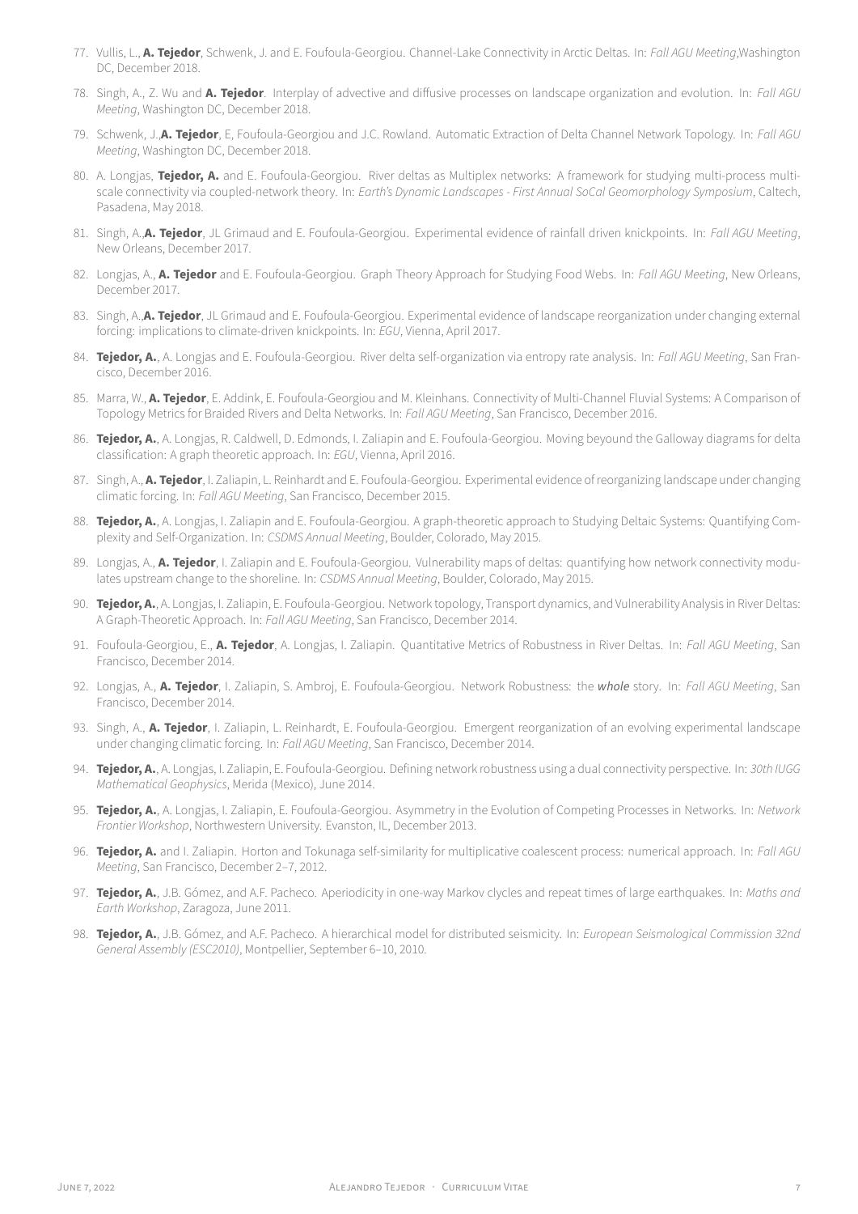77. Vullis, L., **A. Tejedor**, Schwenk, J. and E. Foufoula-Georgiou. Channel-Lake Connectivity in Arctic Deltas. In: *Fall AGU Meeting*,Washington DC, December 2018.
78. Singh, A., Z. Wu and **A. Tejedor**. Interplay of advective and diffusive processes on landscape organization and evolution. In: *Fall AGU Meeting*, Washington DC, December 2018.
79. Schwenk, J.,**A. Tejedor**, E, Foufoula-Georgiou and J.C. Rowland. Automatic Extraction of Delta Channel Network Topology. In: *Fall AGU Meeting*, Washington DC, December 2018.
80. A. Longjas, **Tejedor, A.** and E. Foufoula-Georgiou. River deltas as Multiplex networks: A framework for studying multi-process multi-scale connectivity via coupled-network theory. In: *Earth's Dynamic Landscapes - First Annual SoCal Geomorphology Symposium*, Caltech, Pasadena, May 2018.
81. Singh, A.,**A. Tejedor**, JL Grimaud and E. Foufoula-Georgiou. Experimental evidence of rainfall driven knickpoints. In: *Fall AGU Meeting*, New Orleans, December 2017.
82. Longjas, A., **A. Tejedor** and E. Foufoula-Georgiou. Graph Theory Approach for Studying Food Webs. In: *Fall AGU Meeting*, New Orleans, December 2017.
83. Singh, A.,**A. Tejedor**, JL Grimaud and E. Foufoula-Georgiou. Experimental evidence of landscape reorganization under changing external forcing: implications to climate-driven knickpoints. In: *EGU*, Vienna, April 2017.
84. **Tejedor, A.**, A. Longjas and E. Foufoula-Georgiou. River delta self-organization via entropy rate analysis. In: *Fall AGU Meeting*, San Francisco, December 2016.
85. Marra, W., **A. Tejedor**, E. Addink, E. Foufoula-Georgiou and M. Kleinhans. Connectivity of Multi-Channel Fluvial Systems: A Comparison of Topology Metrics for Braided Rivers and Delta Networks. In: *Fall AGU Meeting*, San Francisco, December 2016.
86. **Tejedor, A.**, A. Longjas, R. Caldwell, D. Edmonds, I. Zaliapin and E. Foufoula-Georgiou. Moving beyound the Galloway diagrams for delta classification: A graph theoretic approach. In: *EGU*, Vienna, April 2016.
87. Singh, A., **A. Tejedor**, I. Zaliapin, L. Reinhardt and E. Foufoula-Georgiou. Experimental evidence of reorganizing landscape under changing climatic forcing. In: *Fall AGU Meeting*, San Francisco, December 2015.
88. **Tejedor, A.**, A. Longjas, I. Zaliapin and E. Foufoula-Georgiou. A graph-theoretic approach to Studying Deltaic Systems: Quantifying Complexity and Self-Organization. In: *CSDMS Annual Meeting*, Boulder, Colorado, May 2015.
89. Longjas, A., **A. Tejedor**, I. Zaliapin and E. Foufoula-Georgiou. Vulnerability maps of deltas: quantifying how network connectivity modulates upstream change to the shoreline. In: *CSDMS Annual Meeting*, Boulder, Colorado, May 2015.
90. **Tejedor, A.**, A. Longjas, I. Zaliapin, E. Foufoula-Georgiou. Network topology, Transport dynamics, and Vulnerability Analysis in River Deltas: A Graph-Theoretic Approach. In: *Fall AGU Meeting*, San Francisco, December 2014.
91. Foufoula-Georgiou, E., **A. Tejedor**, A. Longjas, I. Zaliapin. Quantitative Metrics of Robustness in River Deltas. In: *Fall AGU Meeting*, San Francisco, December 2014.
92. Longjas, A., **A. Tejedor**, I. Zaliapin, S. Ambroj, E. Foufoula-Georgiou. Network Robustness: the ***whole*** story. In: *Fall AGU Meeting*, San Francisco, December 2014.
93. Singh, A., **A. Tejedor**, I. Zaliapin, L. Reinhardt, E. Foufoula-Georgiou. Emergent reorganization of an evolving experimental landscape under changing climatic forcing. In: *Fall AGU Meeting*, San Francisco, December 2014.
94. **Tejedor, A.**, A. Longjas, I. Zaliapin, E. Foufoula-Georgiou. Defining network robustness using a dual connectivity perspective. In: *30th IUGG Mathematical Geophysics*, Merida (Mexico), June 2014.
95. **Tejedor, A.**, A. Longjas, I. Zaliapin, E. Foufoula-Georgiou. Asymmetry in the Evolution of Competing Processes in Networks. In: *Network Frontier Workshop*, Northwestern University. Evanston, IL, December 2013.
96. **Tejedor, A.** and I. Zaliapin. Horton and Tokunaga self-similarity for multiplicative coalescent process: numerical approach. In: *Fall AGU Meeting*, San Francisco, December 2–7, 2012.
97. **Tejedor, A.**, J.B. Gómez, and A.F. Pacheco. Aperiodicity in one-way Markov clycles and repeat times of large earthquakes. In: *Maths and Earth Workshop*, Zaragoza, June 2011.
98. **Tejedor, A.**, J.B. Gómez, and A.F. Pacheco. A hierarchical model for distributed seismicity. In: *European Seismological Commission 32nd General Assembly (ESC2010)*, Montpellier, September 6–10, 2010.